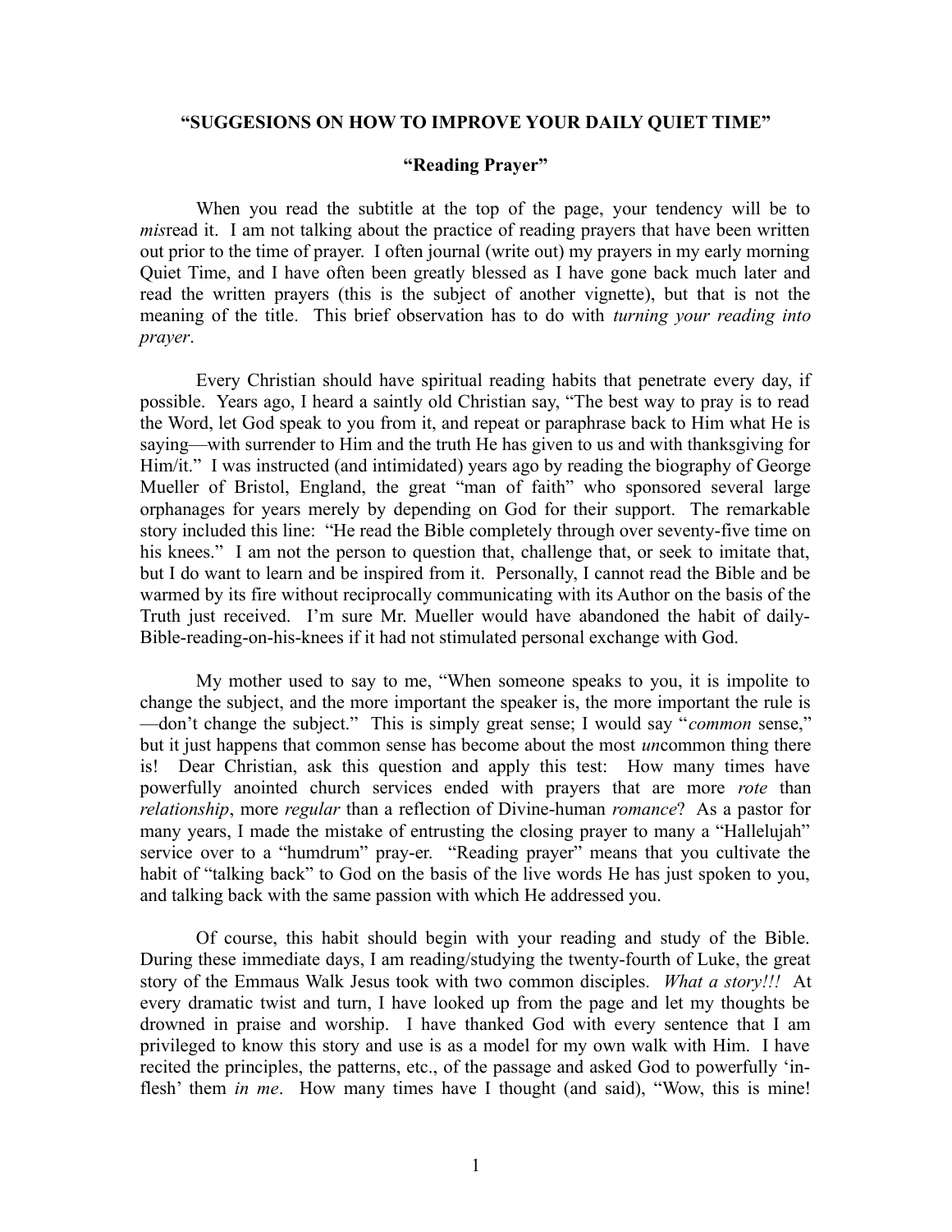**"SUGGESIONS ON HOW TO IMPROVE YOUR DAILY QUIET TIME"**

**"Reading Prayer"**

When you read the subtitle at the top of the page, your tendency will be to *mis*read it. I am not talking about the practice of reading prayers that have been written out prior to the time of prayer. I often journal (write out) my prayers in my early morning Quiet Time, and I have often been greatly blessed as I have gone back much later and read the written prayers (this is the subject of another vignette), but that is not the meaning of the title. This brief observation has to do with *turning your reading into prayer*.

Every Christian should have spiritual reading habits that penetrate every day, if possible. Years ago, I heard a saintly old Christian say, "The best way to pray is to read the Word, let God speak to you from it, and repeat or paraphrase back to Him what He is saying—with surrender to Him and the truth He has given to us and with thanksgiving for Him/it." I was instructed (and intimidated) years ago by reading the biography of George Mueller of Bristol, England, the great "man of faith" who sponsored several large orphanages for years merely by depending on God for their support. The remarkable story included this line: "He read the Bible completely through over seventy-five time on his knees." I am not the person to question that, challenge that, or seek to imitate that, but I do want to learn and be inspired from it. Personally, I cannot read the Bible and be warmed by its fire without reciprocally communicating with its Author on the basis of the Truth just received. I'm sure Mr. Mueller would have abandoned the habit of daily-Bible-reading-on-his-knees if it had not stimulated personal exchange with God.

My mother used to say to me, "When someone speaks to you, it is impolite to change the subject, and the more important the speaker is, the more important the rule is—don't change the subject." This is simply great sense; I would say "*common* sense," but it just happens that common sense has become about the most *un*common thing there is! Dear Christian, ask this question and apply this test: How many times have powerfully anointed church services ended with prayers that are more *rote* than *relationship*, more *regular* than a reflection of Divine-human *romance*? As a pastor for many years, I made the mistake of entrusting the closing prayer to many a "Hallelujah" service over to a "humdrum" pray-er. "Reading prayer" means that you cultivate the habit of "talking back" to God on the basis of the live words He has just spoken to you, and talking back with the same passion with which He addressed you.

Of course, this habit should begin with your reading and study of the Bible. During these immediate days, I am reading/studying the twenty-fourth of Luke, the great story of the Emmaus Walk Jesus took with two common disciples. *What a story!!!* At every dramatic twist and turn, I have looked up from the page and let my thoughts be drowned in praise and worship. I have thanked God with every sentence that I am privileged to know this story and use is as a model for my own walk with Him. I have recited the principles, the patterns, etc., of the passage and asked God to powerfully 'in-flesh' them *in me*. How many times have I thought (and said), "Wow, this is mine!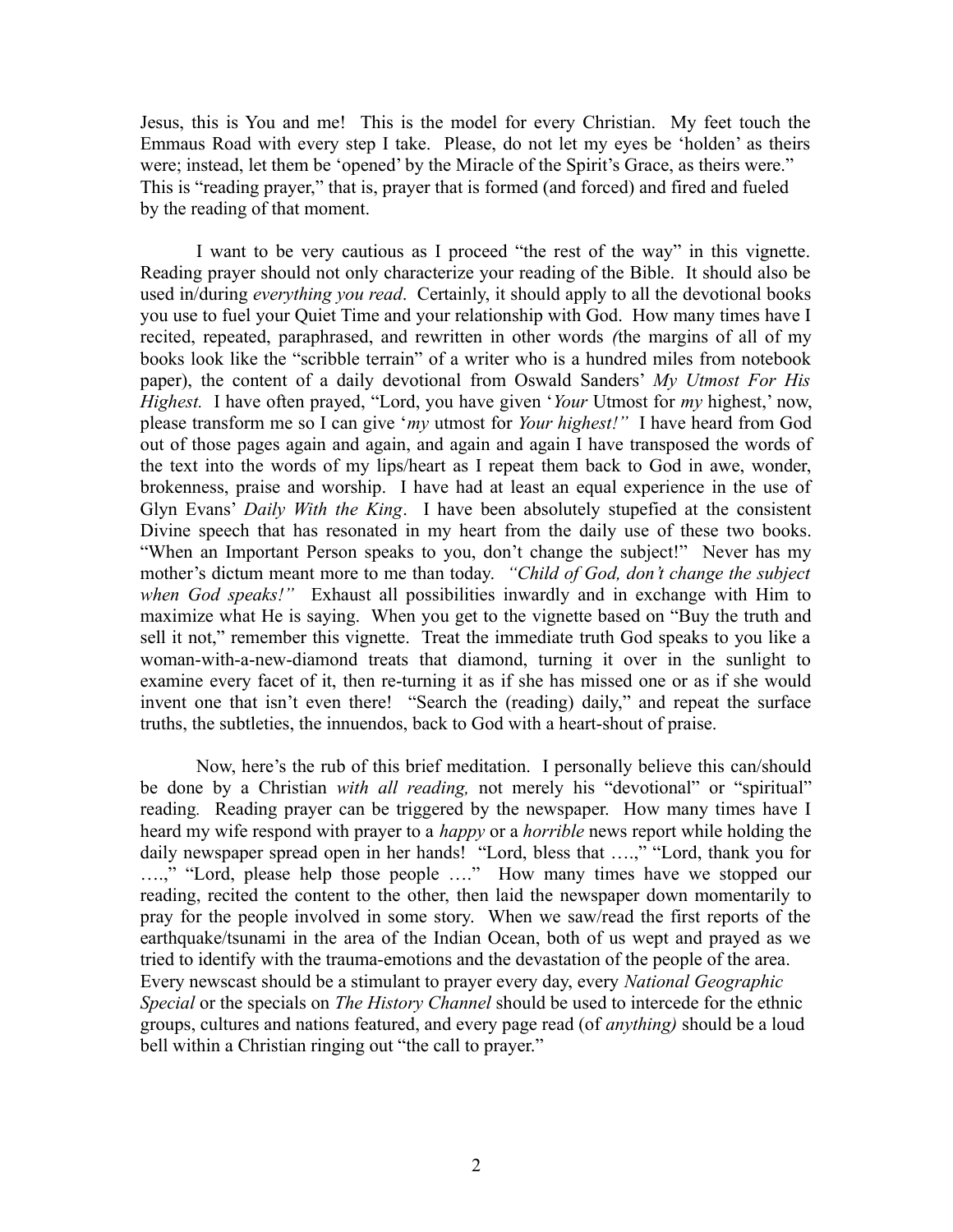Jesus, this is You and me! This is the model for every Christian. My feet touch the Emmaus Road with every step I take. Please, do not let my eyes be 'holden' as theirs were; instead, let them be 'opened' by the Miracle of the Spirit's Grace, as theirs were." This is "reading prayer," that is, prayer that is formed (and forced) and fired and fueled by the reading of that moment.

I want to be very cautious as I proceed "the rest of the way" in this vignette. Reading prayer should not only characterize your reading of the Bible. It should also be used in/during *everything you read*. Certainly, it should apply to all the devotional books you use to fuel your Quiet Time and your relationship with God. How many times have I recited, repeated, paraphrased, and rewritten in other words *(*the margins of all of my books look like the "scribble terrain" of a writer who is a hundred miles from notebook paper), the content of a daily devotional from Oswald Sanders' *My Utmost For His Highest.* I have often prayed, "Lord, you have given '*Your* Utmost for *my* highest,' now, please transform me so I can give '*my* utmost for *Your highest!"* I have heard from God out of those pages again and again, and again and again I have transposed the words of the text into the words of my lips/heart as I repeat them back to God in awe, wonder, brokenness, praise and worship. I have had at least an equal experience in the use of Glyn Evans' *Daily With the King*. I have been absolutely stupefied at the consistent Divine speech that has resonated in my heart from the daily use of these two books. "When an Important Person speaks to you, don't change the subject!" Never has my mother's dictum meant more to me than today. *"Child of God, don't change the subject when God speaks!"* Exhaust all possibilities inwardly and in exchange with Him to maximize what He is saying. When you get to the vignette based on "Buy the truth and sell it not," remember this vignette. Treat the immediate truth God speaks to you like a woman-with-a-new-diamond treats that diamond, turning it over in the sunlight to examine every facet of it, then re-turning it as if she has missed one or as if she would invent one that isn't even there! "Search the (reading) daily," and repeat the surface truths, the subtleties, the innuendos, back to God with a heart-shout of praise.

Now, here's the rub of this brief meditation. I personally believe this can/should be done by a Christian *with all reading,* not merely his "devotional" or "spiritual" reading*.* Reading prayer can be triggered by the newspaper. How many times have I heard my wife respond with prayer to a *happy* or a *horrible* news report while holding the daily newspaper spread open in her hands! "Lord, bless that ….," "Lord, thank you for ….," "Lord, please help those people …." How many times have we stopped our reading, recited the content to the other, then laid the newspaper down momentarily to pray for the people involved in some story. When we saw/read the first reports of the earthquake/tsunami in the area of the Indian Ocean, both of us wept and prayed as we tried to identify with the trauma-emotions and the devastation of the people of the area. Every newscast should be a stimulant to prayer every day, every *National Geographic Special* or the specials on *The History Channel* should be used to intercede for the ethnic groups, cultures and nations featured, and every page read (of *anything)* should be a loud bell within a Christian ringing out "the call to prayer."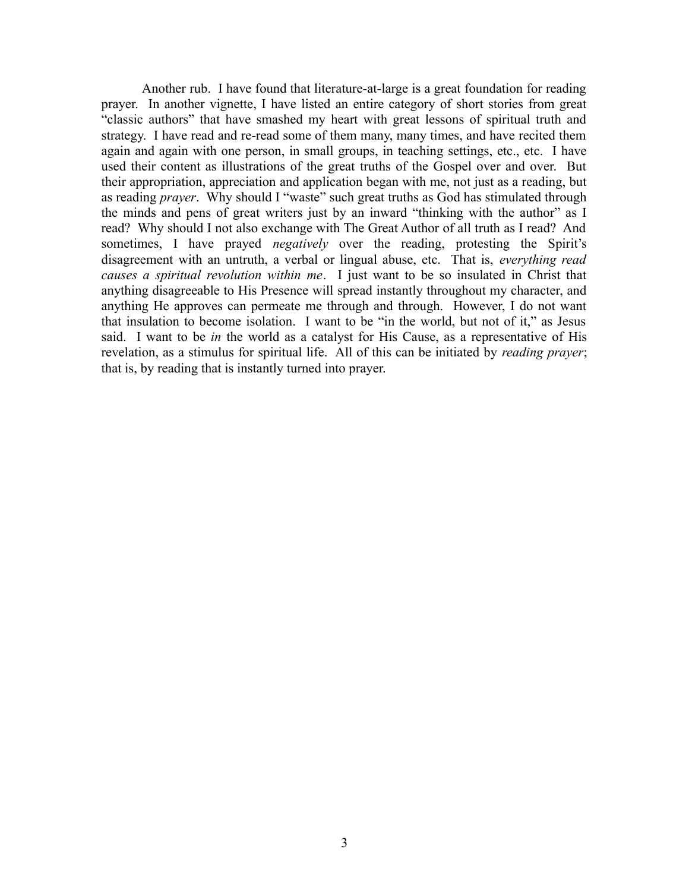Another rub. I have found that literature-at-large is a great foundation for reading prayer. In another vignette, I have listed an entire category of short stories from great "classic authors" that have smashed my heart with great lessons of spiritual truth and strategy. I have read and re-read some of them many, many times, and have recited them again and again with one person, in small groups, in teaching settings, etc., etc. I have used their content as illustrations of the great truths of the Gospel over and over. But their appropriation, appreciation and application began with me, not just as a reading, but as reading *prayer*. Why should I "waste" such great truths as God has stimulated through the minds and pens of great writers just by an inward "thinking with the author" as I read? Why should I not also exchange with The Great Author of all truth as I read? And sometimes, I have prayed *negatively* over the reading, protesting the Spirit's disagreement with an untruth, a verbal or lingual abuse, etc. That is, *everything read causes a spiritual revolution within me*. I just want to be so insulated in Christ that anything disagreeable to His Presence will spread instantly throughout my character, and anything He approves can permeate me through and through. However, I do not want that insulation to become isolation. I want to be "in the world, but not of it," as Jesus said. I want to be *in* the world as a catalyst for His Cause, as a representative of His revelation, as a stimulus for spiritual life. All of this can be initiated by *reading prayer*; that is, by reading that is instantly turned into prayer.